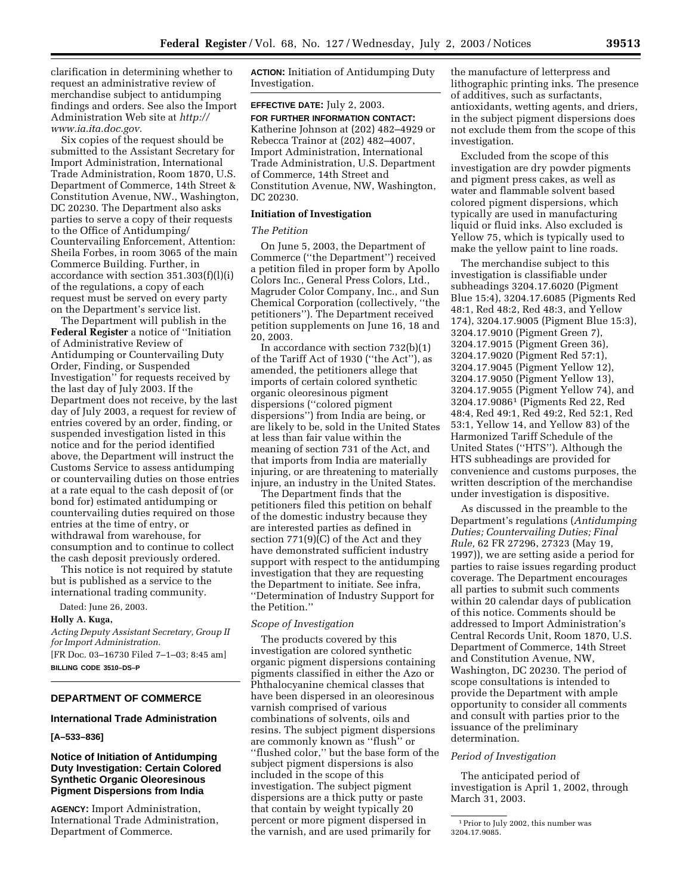clarification in determining whether to request an administrative review of merchandise subject to antidumping findings and orders. See also the Import Administration Web site at *http://www.ia.ita.doc.gov.*

Six copies of the request should be submitted to the Assistant Secretary for Import Administration, International Trade Administration, Room 1870, U.S. Department of Commerce, 14th Street & Constitution Avenue, NW., Washington, DC 20230. The Department also asks parties to serve a copy of their requests to the Office of Antidumping/Countervailing Enforcement, Attention: Sheila Forbes, in room 3065 of the main Commerce Building. Further, in accordance with section 351.303(f)(l)(i) of the regulations, a copy of each request must be served on every party on the Department's service list.

The Department will publish in the **Federal Register** a notice of ''Initiation of Administrative Review of Antidumping or Countervailing Duty Order, Finding, or Suspended Investigation'' for requests received by the last day of July 2003. If the Department does not receive, by the last day of July 2003, a request for review of entries covered by an order, finding, or suspended investigation listed in this notice and for the period identified above, the Department will instruct the Customs Service to assess antidumping or countervailing duties on those entries at a rate equal to the cash deposit of (or bond for) estimated antidumping or countervailing duties required on those entries at the time of entry, or withdrawal from warehouse, for consumption and to continue to collect the cash deposit previously ordered.

This notice is not required by statute but is published as a service to the international trading community.

Dated: June 26, 2003.

**Holly A. Kuga,**

*Acting Deputy Assistant Secretary, Group II for Import Administration.*

[FR Doc. 03–16730 Filed 7–1–03; 8:45 am]

**BILLING CODE 3510–DS–P**

## DEPARTMENT OF COMMERCE

### International Trade Administration

**[A–533–836]**

### Notice of Initiation of Antidumping Duty Investigation: Certain Colored Synthetic Organic Oleoresinous Pigment Dispersions from India

**AGENCY:** Import Administration, International Trade Administration, Department of Commerce.

**ACTION:** Initiation of Antidumping Duty Investigation.

**EFFECTIVE DATE:** July 2, 2003.

**FOR FURTHER INFORMATION CONTACT:** Katherine Johnson at (202) 482–4929 or Rebecca Trainor at (202) 482–4007, Import Administration, International Trade Administration, U.S. Department of Commerce, 14th Street and Constitution Avenue, NW, Washington, DC 20230.

**Initiation of Investigation**

*The Petition*

On June 5, 2003, the Department of Commerce (''the Department'') received a petition filed in proper form by Apollo Colors Inc., General Press Colors, Ltd., Magruder Color Company, Inc., and Sun Chemical Corporation (collectively, ''the petitioners''). The Department received petition supplements on June 16, 18 and 20, 2003.

In accordance with section 732(b)(1) of the Tariff Act of 1930 (''the Act''), as amended, the petitioners allege that imports of certain colored synthetic organic oleoresinous pigment dispersions (''colored pigment dispersions'') from India are being, or are likely to be, sold in the United States at less than fair value within the meaning of section 731 of the Act, and that imports from India are materially injuring, or are threatening to materially injure, an industry in the United States.

The Department finds that the petitioners filed this petition on behalf of the domestic industry because they are interested parties as defined in section 771(9)(C) of the Act and they have demonstrated sufficient industry support with respect to the antidumping investigation that they are requesting the Department to initiate. See infra, ''Determination of Industry Support for the Petition.''

*Scope of Investigation*

The products covered by this investigation are colored synthetic organic pigment dispersions containing pigments classified in either the Azo or Phthalocyanine chemical classes that have been dispersed in an oleoresinous varnish comprised of various combinations of solvents, oils and resins. The subject pigment dispersions are commonly known as ''flush'' or ''flushed color,'' but the base form of the subject pigment dispersions is also included in the scope of this investigation. The subject pigment dispersions are a thick putty or paste that contain by weight typically 20 percent or more pigment dispersed in the varnish, and are used primarily for the manufacture of letterpress and lithographic printing inks. The presence of additives, such as surfactants, antioxidants, wetting agents, and driers, in the subject pigment dispersions does not exclude them from the scope of this investigation.

Excluded from the scope of this investigation are dry powder pigments and pigment press cakes, as well as water and flammable solvent based colored pigment dispersions, which typically are used in manufacturing liquid or fluid inks. Also excluded is Yellow 75, which is typically used to make the yellow paint to line roads.

The merchandise subject to this investigation is classifiable under subheadings 3204.17.6020 (Pigment Blue 15:4), 3204.17.6085 (Pigments Red 48:1, Red 48:2, Red 48:3, and Yellow 174), 3204.17.9005 (Pigment Blue 15:3), 3204.17.9010 (Pigment Green 7), 3204.17.9015 (Pigment Green 36), 3204.17.9020 (Pigment Red 57:1), 3204.17.9045 (Pigment Yellow 12), 3204.17.9050 (Pigment Yellow 13), 3204.17.9055 (Pigment Yellow 74), and 3204.17.9086[1] (Pigments Red 22, Red 48:4, Red 49:1, Red 49:2, Red 52:1, Red 53:1, Yellow 14, and Yellow 83) of the Harmonized Tariff Schedule of the United States (''HTS''). Although the HTS subheadings are provided for convenience and customs purposes, the written description of the merchandise under investigation is dispositive.

As discussed in the preamble to the Department's regulations (*Antidumping Duties; Countervailing Duties; Final Rule,* 62 FR 27296, 27323 (May 19, 1997)), we are setting aside a period for parties to raise issues regarding product coverage. The Department encourages all parties to submit such comments within 20 calendar days of publication of this notice. Comments should be addressed to Import Administration's Central Records Unit, Room 1870, U.S. Department of Commerce, 14th Street and Constitution Avenue, NW, Washington, DC 20230. The period of scope consultations is intended to provide the Department with ample opportunity to consider all comments and consult with parties prior to the issuance of the preliminary determination.

*Period of Investigation*

The anticipated period of investigation is April 1, 2002, through March 31, 2003.

[1] Prior to July 2002, this number was 3204.17.9085.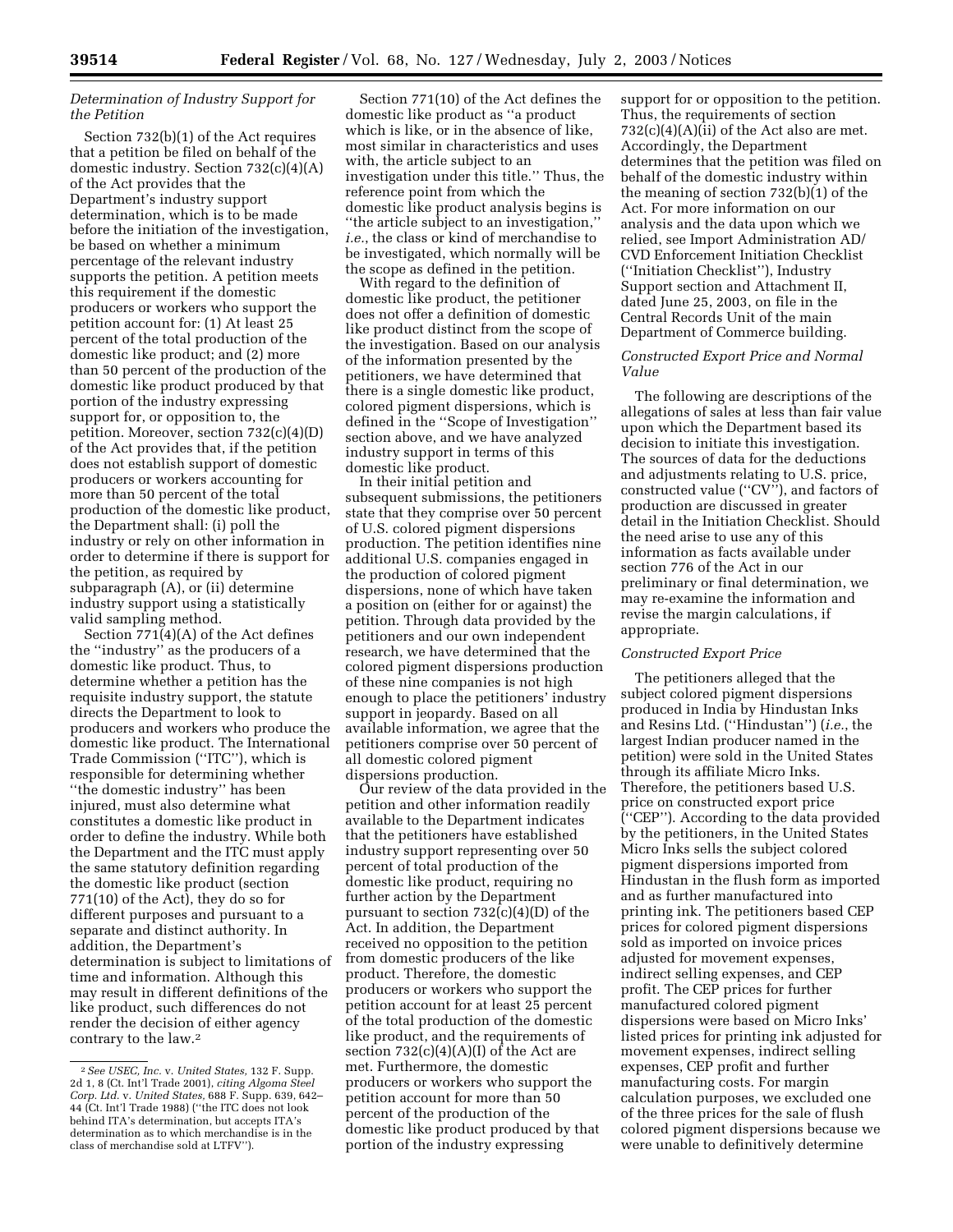### *Determination of Industry Support for the Petition*

Section 732(b)(1) of the Act requires that a petition be filed on behalf of the domestic industry. Section 732(c)(4)(A) of the Act provides that the Department's industry support determination, which is to be made before the initiation of the investigation, be based on whether a minimum percentage of the relevant industry supports the petition. A petition meets this requirement if the domestic producers or workers who support the petition account for: (1) At least 25 percent of the total production of the domestic like product; and (2) more than 50 percent of the production of the domestic like product produced by that portion of the industry expressing support for, or opposition to, the petition. Moreover, section 732(c)(4)(D) of the Act provides that, if the petition does not establish support of domestic producers or workers accounting for more than 50 percent of the total production of the domestic like product, the Department shall: (i) poll the industry or rely on other information in order to determine if there is support for the petition, as required by subparagraph (A), or (ii) determine industry support using a statistically valid sampling method.

Section 771(4)(A) of the Act defines the "industry" as the producers of a domestic like product. Thus, to determine whether a petition has the requisite industry support, the statute directs the Department to look to producers and workers who produce the domestic like product. The International Trade Commission ("ITC"), which is responsible for determining whether "the domestic industry" has been injured, must also determine what constitutes a domestic like product in order to define the industry. While both the Department and the ITC must apply the same statutory definition regarding the domestic like product (section 771(10) of the Act), they do so for different purposes and pursuant to a separate and distinct authority. In addition, the Department's determination is subject to limitations of time and information. Although this may result in different definitions of the like product, such differences do not render the decision of either agency contrary to the law.[2]

Section 771(10) of the Act defines the domestic like product as "a product which is like, or in the absence of like, most similar in characteristics and uses with, the article subject to an investigation under this title." Thus, the reference point from which the domestic like product analysis begins is "the article subject to an investigation," *i.e.*, the class or kind of merchandise to be investigated, which normally will be the scope as defined in the petition.

With regard to the definition of domestic like product, the petitioner does not offer a definition of domestic like product distinct from the scope of the investigation. Based on our analysis of the information presented by the petitioners, we have determined that there is a single domestic like product, colored pigment dispersions, which is defined in the "Scope of Investigation" section above, and we have analyzed industry support in terms of this domestic like product.

In their initial petition and subsequent submissions, the petitioners state that they comprise over 50 percent of U.S. colored pigment dispersions production. The petition identifies nine additional U.S. companies engaged in the production of colored pigment dispersions, none of which have taken a position on (either for or against) the petition. Through data provided by the petitioners and our own independent research, we have determined that the colored pigment dispersions production of these nine companies is not high enough to place the petitioners' industry support in jeopardy. Based on all available information, we agree that the petitioners comprise over 50 percent of all domestic colored pigment dispersions production.

Our review of the data provided in the petition and other information readily available to the Department indicates that the petitioners have established industry support representing over 50 percent of total production of the domestic like product, requiring no further action by the Department pursuant to section 732(c)(4)(D) of the Act. In addition, the Department received no opposition to the petition from domestic producers of the like product. Therefore, the domestic producers or workers who support the petition account for at least 25 percent of the total production of the domestic like product, and the requirements of section 732(c)(4)(A)(I) of the Act are met. Furthermore, the domestic producers or workers who support the petition account for more than 50 percent of the production of the domestic like product produced by that portion of the industry expressing support for or opposition to the petition. Thus, the requirements of section 732(c)(4)(A)(ii) of the Act also are met. Accordingly, the Department determines that the petition was filed on behalf of the domestic industry within the meaning of section 732(b)(1) of the Act. For more information on our analysis and the data upon which we relied, see Import Administration AD/CVD Enforcement Initiation Checklist ("Initiation Checklist"), Industry Support section and Attachment II, dated June 25, 2003, on file in the Central Records Unit of the main Department of Commerce building.

### *Constructed Export Price and Normal Value*

The following are descriptions of the allegations of sales at less than fair value upon which the Department based its decision to initiate this investigation. The sources of data for the deductions and adjustments relating to U.S. price, constructed value ("CV"), and factors of production are discussed in greater detail in the Initiation Checklist. Should the need arise to use any of this information as facts available under section 776 of the Act in our preliminary or final determination, we may re-examine the information and revise the margin calculations, if appropriate.

### *Constructed Export Price*

The petitioners alleged that the subject colored pigment dispersions produced in India by Hindustan Inks and Resins Ltd. ("Hindustan") (*i.e.*, the largest Indian producer named in the petition) were sold in the United States through its affiliate Micro Inks. Therefore, the petitioners based U.S. price on constructed export price ("CEP"). According to the data provided by the petitioners, in the United States Micro Inks sells the subject colored pigment dispersions imported from Hindustan in the flush form as imported and as further manufactured into printing ink. The petitioners based CEP prices for colored pigment dispersions sold as imported on invoice prices adjusted for movement expenses, indirect selling expenses, and CEP profit. The CEP prices for further manufactured colored pigment dispersions were based on Micro Inks' listed prices for printing ink adjusted for movement expenses, indirect selling expenses, CEP profit and further manufacturing costs. For margin calculation purposes, we excluded one of the three prices for the sale of flush colored pigment dispersions because we were unable to definitively determine

[2] *See USEC, Inc.* v. *United States,* 132 F. Supp. 2d 1, 8 (Ct. Int'l Trade 2001), *citing Algoma Steel Corp. Ltd.* v. *United States,* 688 F. Supp. 639, 642–44 (Ct. Int'l Trade 1988) ("the ITC does not look behind ITA's determination, but accepts ITA's determination as to which merchandise is in the class of merchandise sold at LTFV").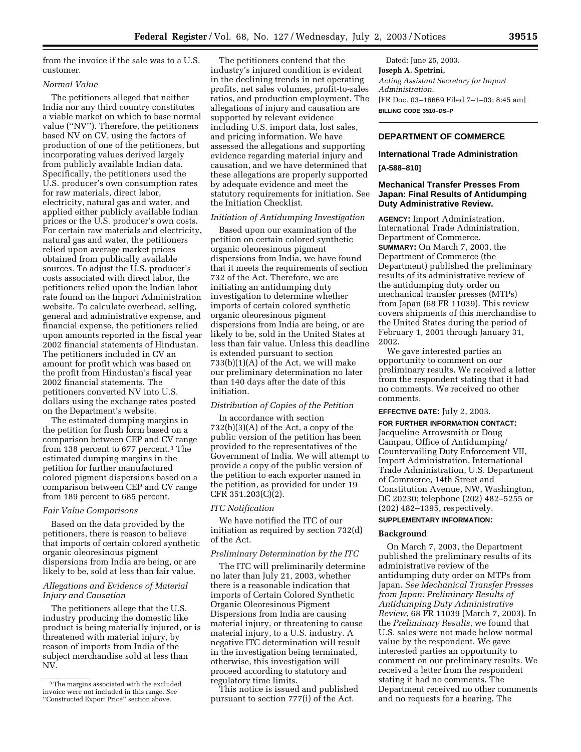from the invoice if the sale was to a U.S. customer.

*Normal Value*

The petitioners alleged that neither India nor any third country constitutes a viable market on which to base normal value (''NV''). Therefore, the petitioners based NV on CV, using the factors of production of one of the petitioners, but incorporating values derived largely from publicly available Indian data. Specifically, the petitioners used the U.S. producer's own consumption rates for raw materials, direct labor, electricity, natural gas and water, and applied either publicly available Indian prices or the U.S. producer's own costs. For certain raw materials and electricity, natural gas and water, the petitioners relied upon average market prices obtained from publically available sources. To adjust the U.S. producer's costs associated with direct labor, the petitioners relied upon the Indian labor rate found on the Import Administration website. To calculate overhead, selling, general and administrative expense, and financial expense, the petitioners relied upon amounts reported in the fiscal year 2002 financial statements of Hindustan. The petitioners included in CV an amount for profit which was based on the profit from Hindustan's fiscal year 2002 financial statements. The petitioners converted NV into U.S. dollars using the exchange rates posted on the Department's website.

The estimated dumping margins in the petition for flush form based on a comparison between CEP and CV range from 138 percent to 677 percent.[3] The estimated dumping margins in the petition for further manufactured colored pigment dispersions based on a comparison between CEP and CV range from 189 percent to 685 percent.

*Fair Value Comparisons*

Based on the data provided by the petitioners, there is reason to believe that imports of certain colored synthetic organic oleoresinous pigment dispersions from India are being, or are likely to be, sold at less than fair value.

*Allegations and Evidence of Material Injury and Causation*

The petitioners allege that the U.S. industry producing the domestic like product is being materially injured, or is threatened with material injury, by reason of imports from India of the subject merchandise sold at less than NV.

[3] The margins associated with the excluded invoice were not included in this range. *See* ''Constructed Export Price'' section above.

The petitioners contend that the industry's injured condition is evident in the declining trends in net operating profits, net sales volumes, profit-to-sales ratios, and production employment. The allegations of injury and causation are supported by relevant evidence including U.S. import data, lost sales, and pricing information. We have assessed the allegations and supporting evidence regarding material injury and causation, and we have determined that these allegations are properly supported by adequate evidence and meet the statutory requirements for initiation. See the Initiation Checklist.

*Initiation of Antidumping Investigation*

Based upon our examination of the petition on certain colored synthetic organic oleoresinous pigment dispersions from India, we have found that it meets the requirements of section 732 of the Act. Therefore, we are initiating an antidumping duty investigation to determine whether imports of certain colored synthetic organic oleoresinous pigment dispersions from India are being, or are likely to be, sold in the United States at less than fair value. Unless this deadline is extended pursuant to section 733(b)(1)(A) of the Act, we will make our preliminary determination no later than 140 days after the date of this initiation.

*Distribution of Copies of the Petition*

In accordance with section 732(b)(3)(A) of the Act, a copy of the public version of the petition has been provided to the representatives of the Government of India. We will attempt to provide a copy of the public version of the petition to each exporter named in the petition, as provided for under 19 CFR 351.203(C)(2).

*ITC Notification*

We have notified the ITC of our initiation as required by section 732(d) of the Act.

*Preliminary Determination by the ITC*

The ITC will preliminarily determine no later than July 21, 2003, whether there is a reasonable indication that imports of Certain Colored Synthetic Organic Oleoresinous Pigment Dispersions from India are causing material injury, or threatening to cause material injury, to a U.S. industry. A negative ITC determination will result in the investigation being terminated, otherwise, this investigation will proceed according to statutory and regulatory time limits.

This notice is issued and published pursuant to section 777(i) of the Act.

Dated: June 25, 2003.

**Joseph A. Spetrini,**

*Acting Assistant Secretary for Import Administration.*

[FR Doc. 03–16669 Filed 7–1–03; 8:45 am]

**BILLING CODE 3510–DS–P**

## DEPARTMENT OF COMMERCE

### International Trade Administration

**[A-588–810]**

### Mechanical Transfer Presses From Japan: Final Results of Antidumping Duty Administrative Review.

**AGENCY:** Import Administration, International Trade Administration, Department of Commerce.

**SUMMARY:** On March 7, 2003, the Department of Commerce (the Department) published the preliminary results of its administrative review of the antidumping duty order on mechanical transfer presses (MTPs) from Japan (68 FR 11039). This review covers shipments of this merchandise to the United States during the period of February 1, 2001 through January 31, 2002.

We gave interested parties an opportunity to comment on our preliminary results. We received a letter from the respondent stating that it had no comments. We received no other comments.

**EFFECTIVE DATE:** July 2, 2003.

**FOR FURTHER INFORMATION CONTACT:** Jacqueline Arrowsmith or Doug Campau, Office of Antidumping/ Countervailing Duty Enforcement VII, Import Administration, International Trade Administration, U.S. Department of Commerce, 14th Street and Constitution Avenue, NW, Washington, DC 20230; telephone (202) 482–5255 or (202) 482–1395, respectively.

**SUPPLEMENTARY INFORMATION:**

**Background**

On March 7, 2003, the Department published the preliminary results of its administrative review of the antidumping duty order on MTPs from Japan. *See Mechanical Transfer Presses from Japan: Preliminary Results of Antidumping Duty Administrative Review*, 68 FR 11039 (March 7, 2003). In the *Preliminary Results*, we found that U.S. sales were not made below normal value by the respondent. We gave interested parties an opportunity to comment on our preliminary results. We received a letter from the respondent stating it had no comments. The Department received no other comments and no requests for a hearing. The